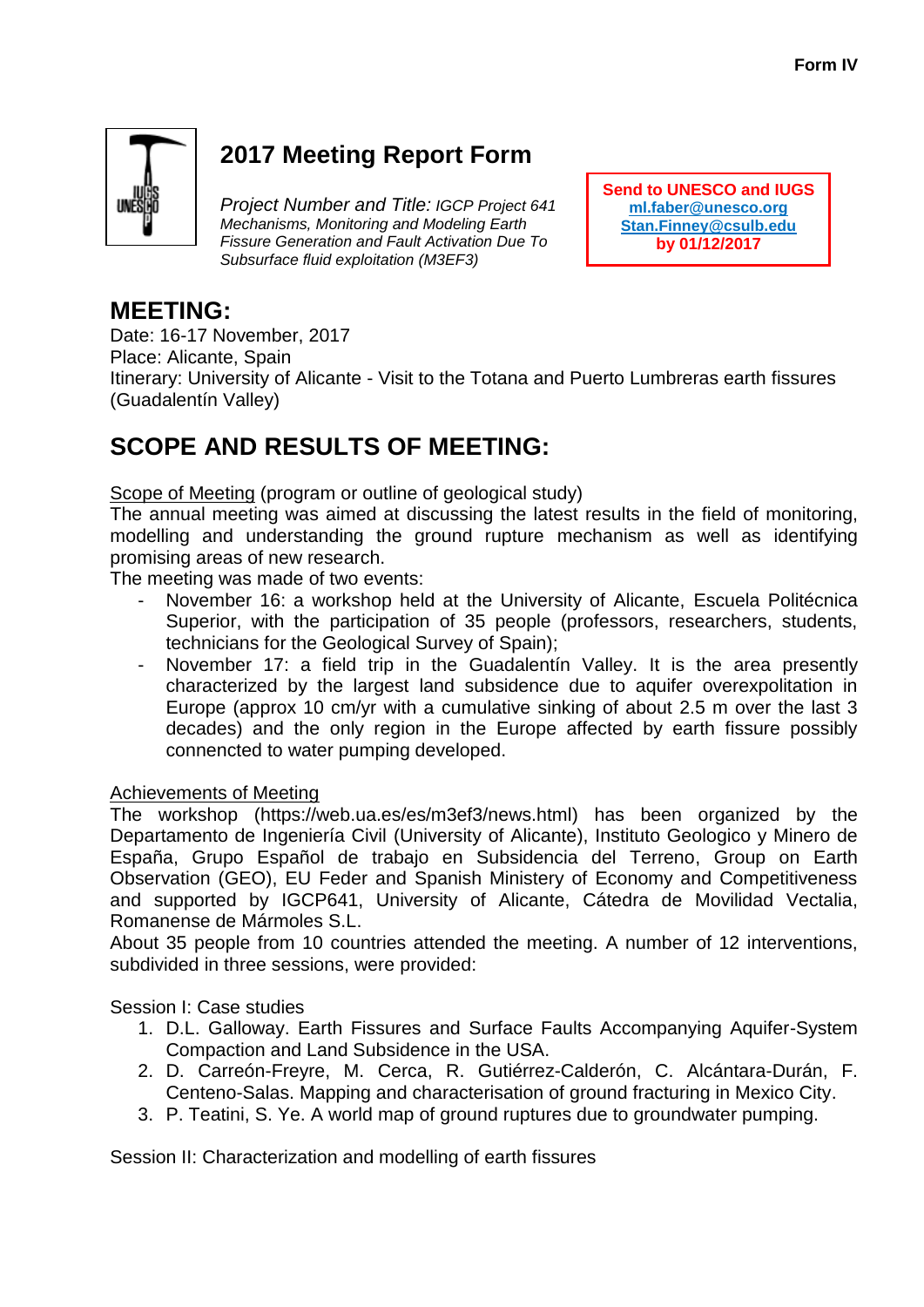Form IV

# 2017 Meeting Report Form

*Project Number and Title: IGCP Project 641 Mechanisms, Monitoring and Modeling Earth Fissure Generation and Fault Activation Due To Subsurface fluid exploitation (M3EF3)*

**Send to UNESCO and IUGS**
**ml.faber@unesco.org**
**Stan.Finney@csulb.edu**
**by 01/12/2017**

## MEETING:

Date: 16-17 November, 2017
Place: Alicante, Spain
Itinerary: University of Alicante - Visit to the Totana and Puerto Lumbreras earth fissures (Guadalentín Valley)

## SCOPE AND RESULTS OF MEETING:

Scope of Meeting (program or outline of geological study)
The annual meeting was aimed at discussing the latest results in the field of monitoring, modelling and understanding the ground rupture mechanism as well as identifying promising areas of new research.
The meeting was made of two events:

- November 16: a workshop held at the University of Alicante, Escuela Politécnica Superior, with the participation of 35 people (professors, researchers, students, technicians for the Geological Survey of Spain);
- November 17: a field trip in the Guadalentín Valley. It is the area presently characterized by the largest land subsidence due to aquifer overexpolitation in Europe (approx 10 cm/yr with a cumulative sinking of about 2.5 m over the last 3 decades) and the only region in the Europe affected by earth fissure possibly connencted to water pumping developed.

Achievements of Meeting
The workshop (https://web.ua.es/es/m3ef3/news.html) has been organized by the Departamento de Ingeniería Civil (University of Alicante), Instituto Geologico y Minero de España, Grupo Español de trabajo en Subsidencia del Terreno, Group on Earth Observation (GEO), EU Feder and Spanish Ministery of Economy and Competitiveness and supported by IGCP641, University of Alicante, Cátedra de Movilidad Vectalia, Romanense de Mármoles S.L.
About 35 people from 10 countries attended the meeting. A number of 12 interventions, subdivided in three sessions, were provided:

Session I: Case studies

1. D.L. Galloway. Earth Fissures and Surface Faults Accompanying Aquifer-System Compaction and Land Subsidence in the USA.
2. D. Carreón-Freyre, M. Cerca, R. Gutiérrez-Calderón, C. Alcántara-Durán, F. Centeno-Salas. Mapping and characterisation of ground fracturing in Mexico City.
3. P. Teatini, S. Ye. A world map of ground ruptures due to groundwater pumping.

Session II: Characterization and modelling of earth fissures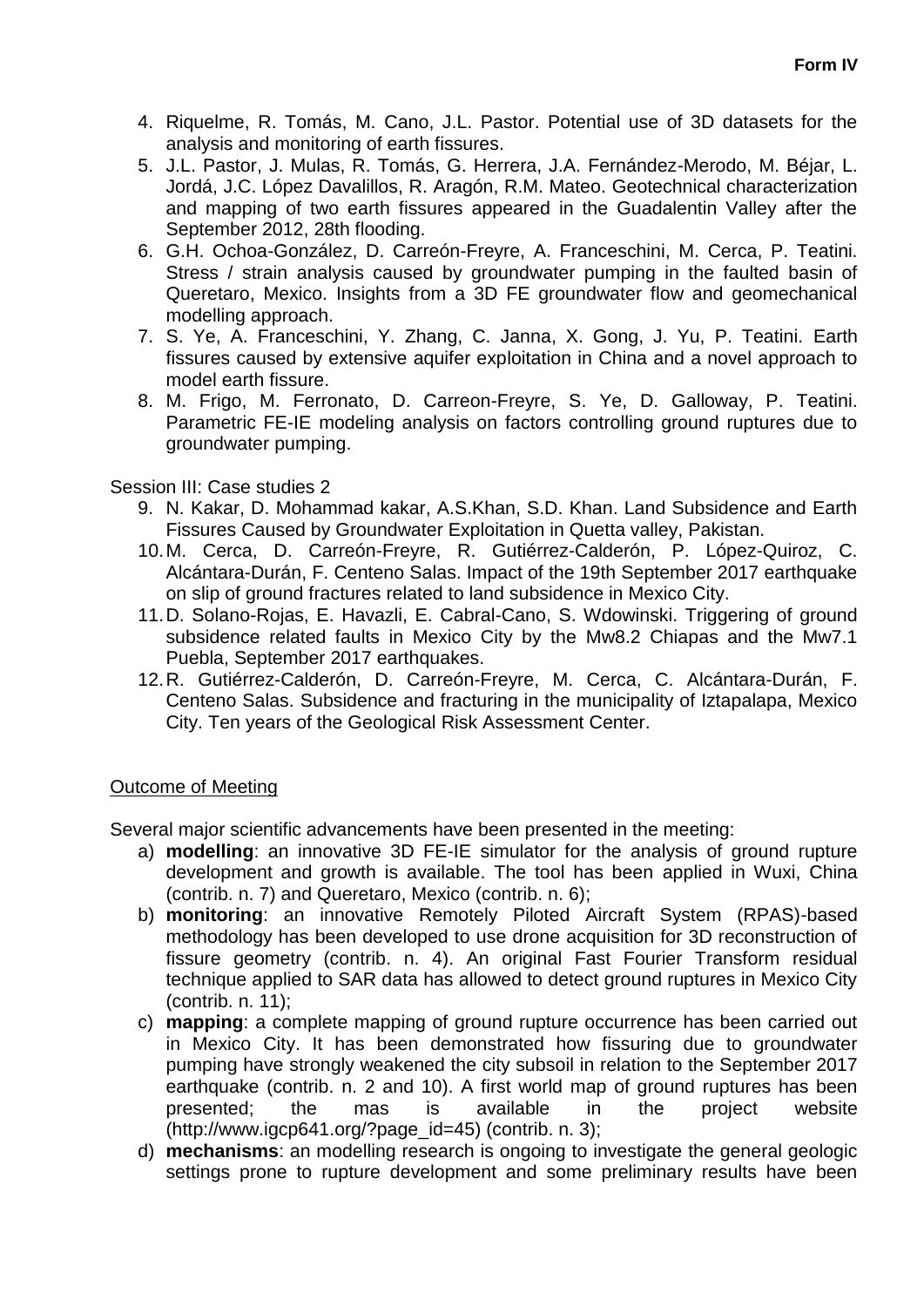4. Riquelme, R. Tomás, M. Cano, J.L. Pastor. Potential use of 3D datasets for the analysis and monitoring of earth fissures.
5. J.L. Pastor, J. Mulas, R. Tomás, G. Herrera, J.A. Fernández-Merodo, M. Béjar, L. Jordá, J.C. López Davalillos, R. Aragón, R.M. Mateo. Geotechnical characterization and mapping of two earth fissures appeared in the Guadalentin Valley after the September 2012, 28th flooding.
6. G.H. Ochoa-González, D. Carreón-Freyre, A. Franceschini, M. Cerca, P. Teatini. Stress / strain analysis caused by groundwater pumping in the faulted basin of Queretaro, Mexico. Insights from a 3D FE groundwater flow and geomechanical modelling approach.
7. S. Ye, A. Franceschini, Y. Zhang, C. Janna, X. Gong, J. Yu, P. Teatini. Earth fissures caused by extensive aquifer exploitation in China and a novel approach to model earth fissure.
8. M. Frigo, M. Ferronato, D. Carreon-Freyre, S. Ye, D. Galloway, P. Teatini. Parametric FE-IE modeling analysis on factors controlling ground ruptures due to groundwater pumping.

Session III: Case studies 2

9. N. Kakar, D. Mohammad kakar, A.S.Khan, S.D. Khan. Land Subsidence and Earth Fissures Caused by Groundwater Exploitation in Quetta valley, Pakistan.
10. M. Cerca, D. Carreón-Freyre, R. Gutiérrez-Calderón, P. López-Quiroz, C. Alcántara-Durán, F. Centeno Salas. Impact of the 19th September 2017 earthquake on slip of ground fractures related to land subsidence in Mexico City.
11. D. Solano-Rojas, E. Havazli, E. Cabral-Cano, S. Wdowinski. Triggering of ground subsidence related faults in Mexico City by the Mw8.2 Chiapas and the Mw7.1 Puebla, September 2017 earthquakes.
12. R. Gutiérrez-Calderón, D. Carreón-Freyre, M. Cerca, C. Alcántara-Durán, F. Centeno Salas. Subsidence and fracturing in the municipality of Iztapalapa, Mexico City. Ten years of the Geological Risk Assessment Center.

## Outcome of Meeting

Several major scientific advancements have been presented in the meeting:

a) **modelling**: an innovative 3D FE-IE simulator for the analysis of ground rupture development and growth is available. The tool has been applied in Wuxi, China (contrib. n. 7) and Queretaro, Mexico (contrib. n. 6);
b) **monitoring**: an innovative Remotely Piloted Aircraft System (RPAS)-based methodology has been developed to use drone acquisition for 3D reconstruction of fissure geometry (contrib. n. 4). An original Fast Fourier Transform residual technique applied to SAR data has allowed to detect ground ruptures in Mexico City (contrib. n. 11);
c) **mapping**: a complete mapping of ground rupture occurrence has been carried out in Mexico City. It has been demonstrated how fissuring due to groundwater pumping have strongly weakened the city subsoil in relation to the September 2017 earthquake (contrib. n. 2 and 10). A first world map of ground ruptures has been presented; the mas is available in the project website (http://www.igcp641.org/?page_id=45) (contrib. n. 3);
d) **mechanisms**: an modelling research is ongoing to investigate the general geologic settings prone to rupture development and some preliminary results have been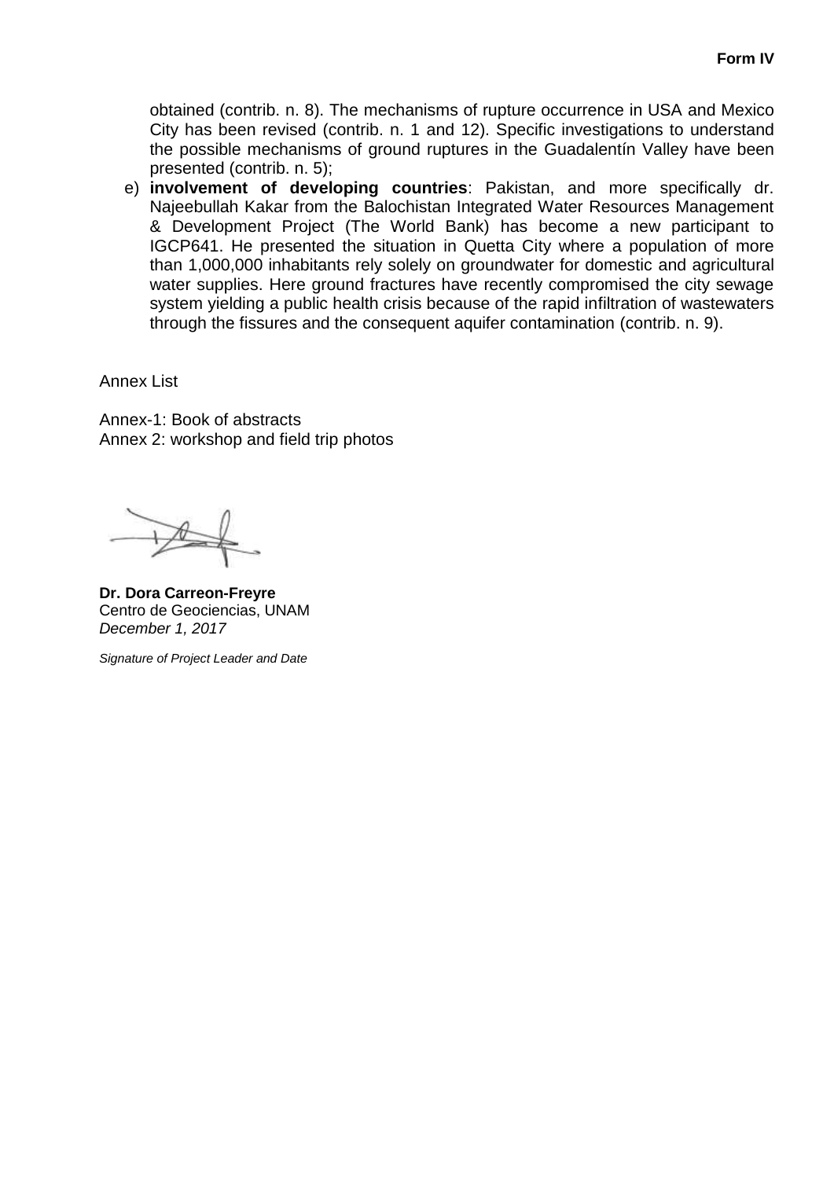obtained (contrib. n. 8). The mechanisms of rupture occurrence in USA and Mexico City has been revised (contrib. n. 1 and 12). Specific investigations to understand the possible mechanisms of ground ruptures in the Guadalentín Valley have been presented (contrib. n. 5);

e) **involvement of developing countries**: Pakistan, and more specifically dr. Najeebullah Kakar from the Balochistan Integrated Water Resources Management & Development Project (The World Bank) has become a new participant to IGCP641. He presented the situation in Quetta City where a population of more than 1,000,000 inhabitants rely solely on groundwater for domestic and agricultural water supplies. Here ground fractures have recently compromised the city sewage system yielding a public health crisis because of the rapid infiltration of wastewaters through the fissures and the consequent aquifer contamination (contrib. n. 9).

Annex List

Annex-1: Book of abstracts
Annex 2: workshop and field trip photos

**Dr. Dora Carreon-Freyre**
Centro de Geociencias, UNAM
*December 1, 2017*

*Signature of Project Leader and Date*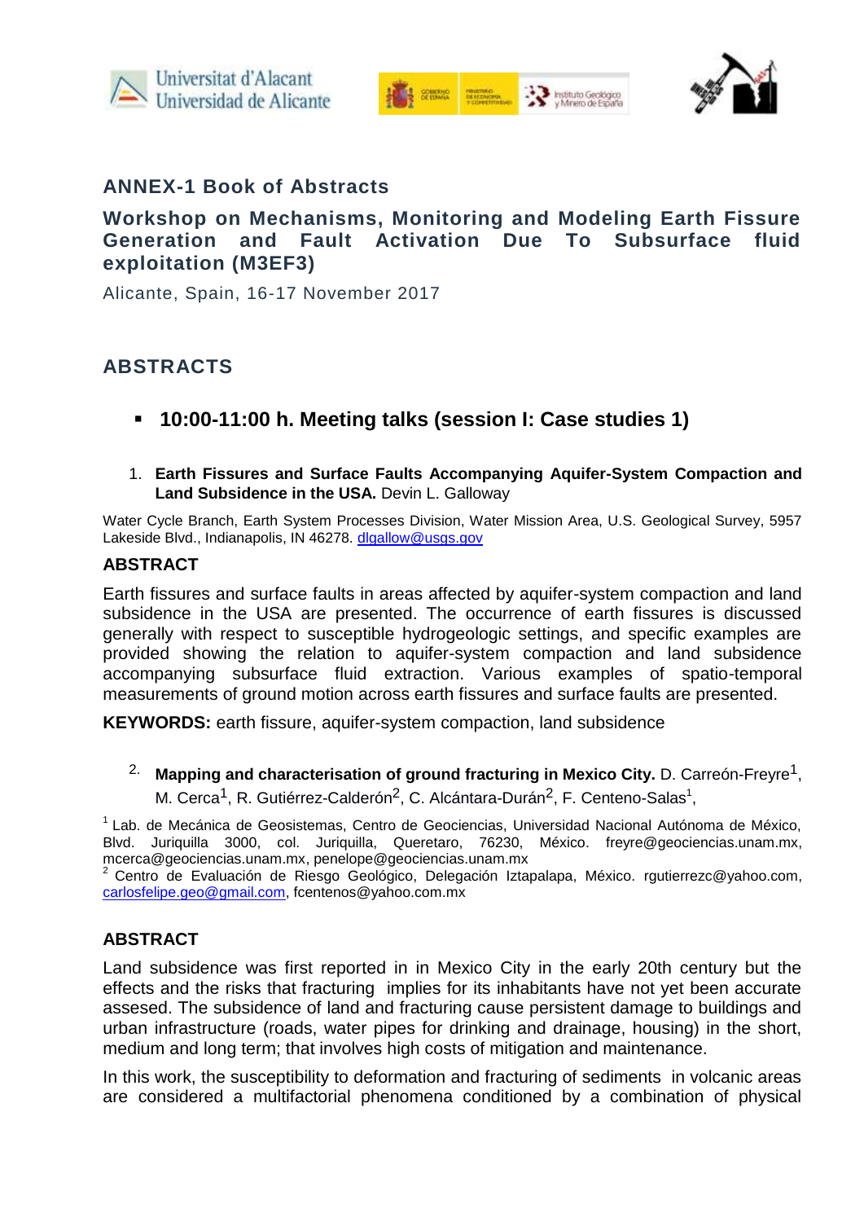## ANNEX-1 Book of Abstracts

## Workshop on Mechanisms, Monitoring and Modeling Earth Fissure Generation and Fault Activation Due To Subsurface fluid exploitation (M3EF3)

Alicante, Spain, 16-17 November 2017

## ABSTRACTS

- **10:00-11:00 h. Meeting talks (session I: Case studies 1)**

1. **Earth Fissures and Surface Faults Accompanying Aquifer-System Compaction and Land Subsidence in the USA.** Devin L. Galloway

Water Cycle Branch, Earth System Processes Division, Water Mission Area, U.S. Geological Survey, 5957 Lakeside Blvd., Indianapolis, IN 46278. dlgallow@usgs.gov

### ABSTRACT

Earth fissures and surface faults in areas affected by aquifer-system compaction and land subsidence in the USA are presented. The occurrence of earth fissures is discussed generally with respect to susceptible hydrogeologic settings, and specific examples are provided showing the relation to aquifer-system compaction and land subsidence accompanying subsurface fluid extraction. Various examples of spatio-temporal measurements of ground motion across earth fissures and surface faults are presented.

**KEYWORDS:** earth fissure, aquifer-system compaction, land subsidence

2. **Mapping and characterisation of ground fracturing in Mexico City.** D. Carreón-Freyre[1], M. Cerca[1], R. Gutiérrez-Calderón[2], C. Alcántara-Durán[2], F. Centeno-Salas[1],

[1] Lab. de Mecánica de Geosistemas, Centro de Geociencias, Universidad Nacional Autónoma de México, Blvd. Juriquilla 3000, col. Juriquilla, Queretaro, 76230, México. freyre@geociencias.unam.mx, mcerca@geociencias.unam.mx, penelope@geociencias.unam.mx
[2] Centro de Evaluación de Riesgo Geológico, Delegación Iztapalapa, México. rgutierrezc@yahoo.com, carlosfelipe.geo@gmail.com, fcentenos@yahoo.com.mx

### ABSTRACT

Land subsidence was first reported in in Mexico City in the early 20th century but the effects and the risks that fracturing implies for its inhabitants have not yet been accurate assesed. The subsidence of land and fracturing cause persistent damage to buildings and urban infrastructure (roads, water pipes for drinking and drainage, housing) in the short, medium and long term; that involves high costs of mitigation and maintenance.

In this work, the susceptibility to deformation and fracturing of sediments in volcanic areas are considered a multifactorial phenomena conditioned by a combination of physical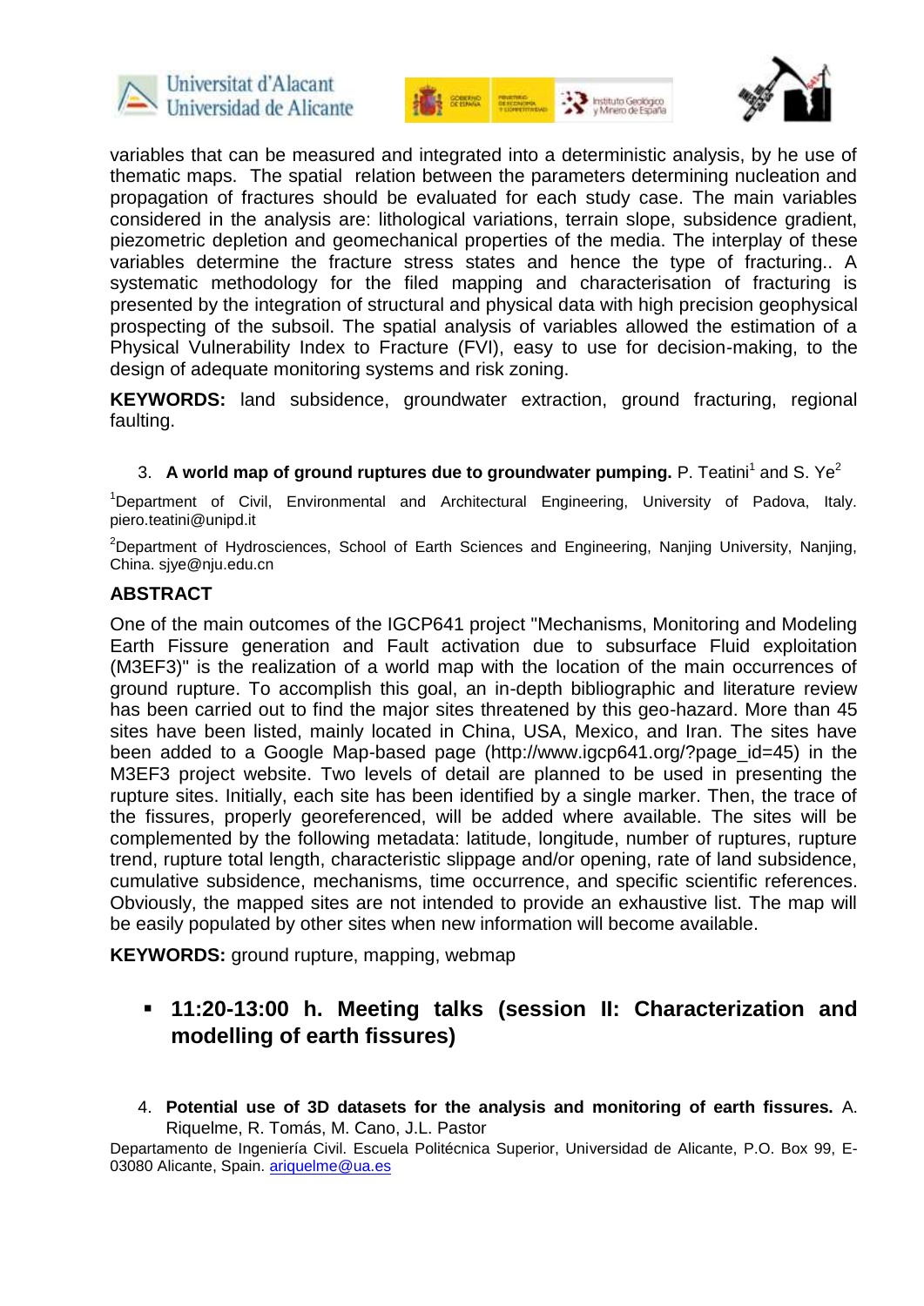variables that can be measured and integrated into a deterministic analysis, by he use of thematic maps. The spatial relation between the parameters determining nucleation and propagation of fractures should be evaluated for each study case. The main variables considered in the analysis are: lithological variations, terrain slope, subsidence gradient, piezometric depletion and geomechanical properties of the media. The interplay of these variables determine the fracture stress states and hence the type of fracturing.. A systematic methodology for the filed mapping and characterisation of fracturing is presented by the integration of structural and physical data with high precision geophysical prospecting of the subsoil. The spatial analysis of variables allowed the estimation of a Physical Vulnerability Index to Fracture (FVI), easy to use for decision-making, to the design of adequate monitoring systems and risk zoning.

**KEYWORDS:** land subsidence, groundwater extraction, ground fracturing, regional faulting.

3. **A world map of ground ruptures due to groundwater pumping.** P. Teatini[1] and S. Ye[2]

[1]Department of Civil, Environmental and Architectural Engineering, University of Padova, Italy. piero.teatini@unipd.it

[2]Department of Hydrosciences, School of Earth Sciences and Engineering, Nanjing University, Nanjing, China. sjye@nju.edu.cn

### ABSTRACT

One of the main outcomes of the IGCP641 project "Mechanisms, Monitoring and Modeling Earth Fissure generation and Fault activation due to subsurface Fluid exploitation (M3EF3)" is the realization of a world map with the location of the main occurrences of ground rupture. To accomplish this goal, an in-depth bibliographic and literature review has been carried out to find the major sites threatened by this geo-hazard. More than 45 sites have been listed, mainly located in China, USA, Mexico, and Iran. The sites have been added to a Google Map-based page (http://www.igcp641.org/?page_id=45) in the M3EF3 project website. Two levels of detail are planned to be used in presenting the rupture sites. Initially, each site has been identified by a single marker. Then, the trace of the fissures, properly georeferenced, will be added where available. The sites will be complemented by the following metadata: latitude, longitude, number of ruptures, rupture trend, rupture total length, characteristic slippage and/or opening, rate of land subsidence, cumulative subsidence, mechanisms, time occurrence, and specific scientific references. Obviously, the mapped sites are not intended to provide an exhaustive list. The map will be easily populated by other sites when new information will become available.

**KEYWORDS:** ground rupture, mapping, webmap

- **11:20-13:00 h. Meeting talks (session II: Characterization and modelling of earth fissures)**

4. **Potential use of 3D datasets for the analysis and monitoring of earth fissures.** A. Riquelme, R. Tomás, M. Cano, J.L. Pastor

Departamento de Ingeniería Civil. Escuela Politécnica Superior, Universidad de Alicante, P.O. Box 99, E-03080 Alicante, Spain. ariquelme@ua.es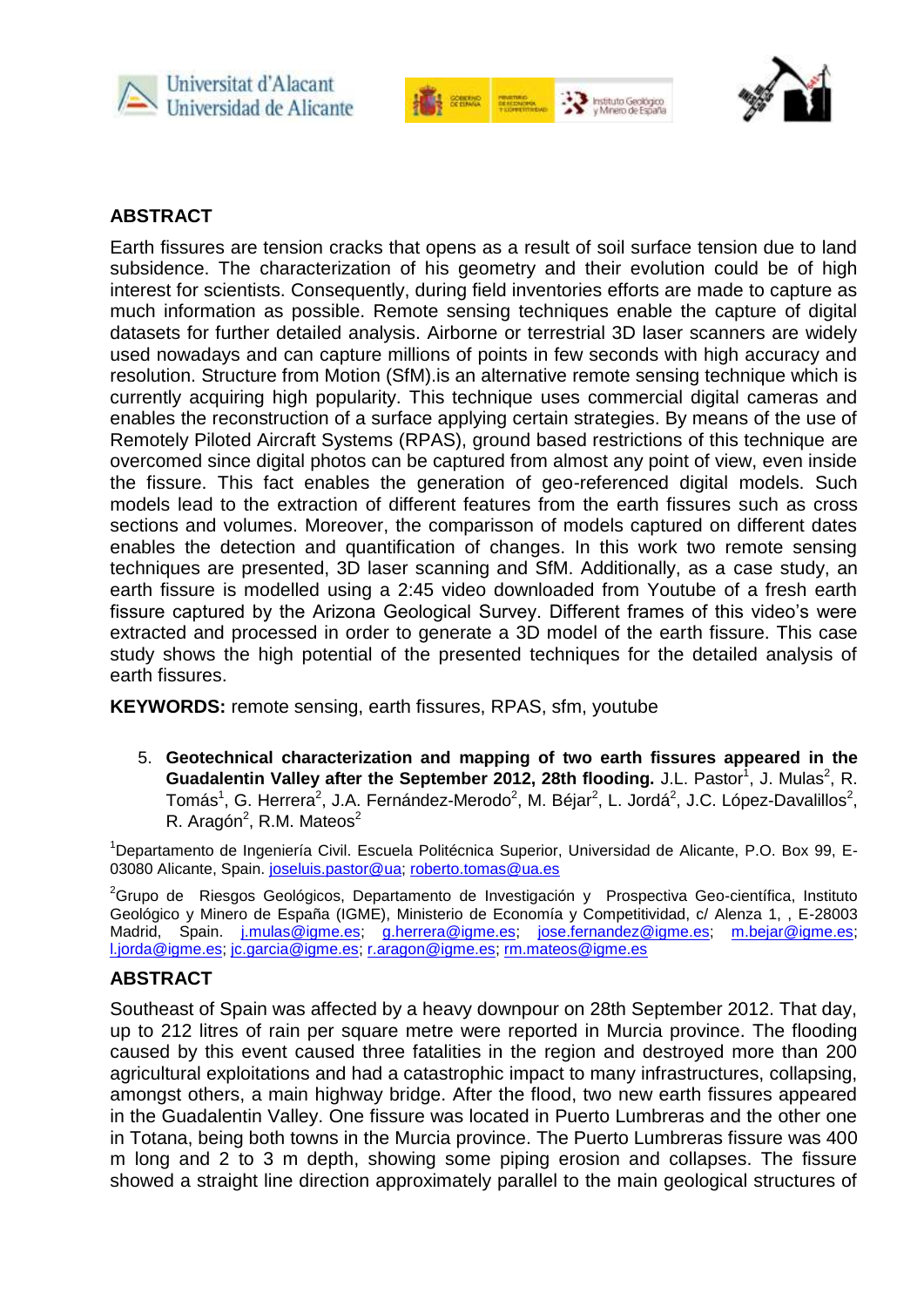## ABSTRACT

Earth fissures are tension cracks that opens as a result of soil surface tension due to land subsidence. The characterization of his geometry and their evolution could be of high interest for scientists. Consequently, during field inventories efforts are made to capture as much information as possible. Remote sensing techniques enable the capture of digital datasets for further detailed analysis. Airborne or terrestrial 3D laser scanners are widely used nowadays and can capture millions of points in few seconds with high accuracy and resolution. Structure from Motion (SfM).is an alternative remote sensing technique which is currently acquiring high popularity. This technique uses commercial digital cameras and enables the reconstruction of a surface applying certain strategies. By means of the use of Remotely Piloted Aircraft Systems (RPAS), ground based restrictions of this technique are overcomed since digital photos can be captured from almost any point of view, even inside the fissure. This fact enables the generation of geo-referenced digital models. Such models lead to the extraction of different features from the earth fissures such as cross sections and volumes. Moreover, the comparisson of models captured on different dates enables the detection and quantification of changes. In this work two remote sensing techniques are presented, 3D laser scanning and SfM. Additionally, as a case study, an earth fissure is modelled using a 2:45 video downloaded from Youtube of a fresh earth fissure captured by the Arizona Geological Survey. Different frames of this video's were extracted and processed in order to generate a 3D model of the earth fissure. This case study shows the high potential of the presented techniques for the detailed analysis of earth fissures.

**KEYWORDS:** remote sensing, earth fissures, RPAS, sfm, youtube

5. **Geotechnical characterization and mapping of two earth fissures appeared in the Guadalentin Valley after the September 2012, 28th flooding.** J.L. Pastor[1], J. Mulas[2], R. Tomás[1], G. Herrera[2], J.A. Fernández-Merodo[2], M. Béjar[2], L. Jordá[2], J.C. López-Davalillos[2], R. Aragón[2], R.M. Mateos[2]

[1]Departamento de Ingeniería Civil. Escuela Politécnica Superior, Universidad de Alicante, P.O. Box 99, E-03080 Alicante, Spain. joseluis.pastor@ua; roberto.tomas@ua.es

[2]Grupo de Riesgos Geológicos, Departamento de Investigación y Prospectiva Geo-científica, Instituto Geológico y Minero de España (IGME), Ministerio de Economía y Competitividad, c/ Alenza 1, , E-28003 Madrid, Spain. j.mulas@igme.es; g.herrera@igme.es; jose.fernandez@igme.es; m.bejar@igme.es; l.jorda@igme.es; jc.garcia@igme.es; r.aragon@igme.es; rm.mateos@igme.es

## ABSTRACT

Southeast of Spain was affected by a heavy downpour on 28th September 2012. That day, up to 212 litres of rain per square metre were reported in Murcia province. The flooding caused by this event caused three fatalities in the region and destroyed more than 200 agricultural exploitations and had a catastrophic impact to many infrastructures, collapsing, amongst others, a main highway bridge. After the flood, two new earth fissures appeared in the Guadalentin Valley. One fissure was located in Puerto Lumbreras and the other one in Totana, being both towns in the Murcia province. The Puerto Lumbreras fissure was 400 m long and 2 to 3 m depth, showing some piping erosion and collapses. The fissure showed a straight line direction approximately parallel to the main geological structures of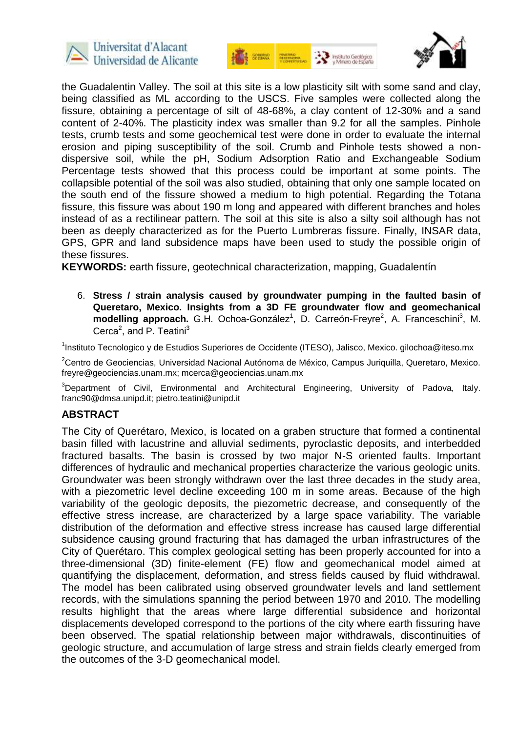the Guadalentin Valley. The soil at this site is a low plasticity silt with some sand and clay, being classified as ML according to the USCS. Five samples were collected along the fissure, obtaining a percentage of silt of 48-68%, a clay content of 12-30% and a sand content of 2-40%. The plasticity index was smaller than 9.2 for all the samples. Pinhole tests, crumb tests and some geochemical test were done in order to evaluate the internal erosion and piping susceptibility of the soil. Crumb and Pinhole tests showed a non-dispersive soil, while the pH, Sodium Adsorption Ratio and Exchangeable Sodium Percentage tests showed that this process could be important at some points. The collapsible potential of the soil was also studied, obtaining that only one sample located on the south end of the fissure showed a medium to high potential. Regarding the Totana fissure, this fissure was about 190 m long and appeared with different branches and holes instead of as a rectilinear pattern. The soil at this site is also a silty soil although has not been as deeply characterized as for the Puerto Lumbreras fissure. Finally, INSAR data, GPS, GPR and land subsidence maps have been used to study the possible origin of these fissures.

**KEYWORDS:** earth fissure, geotechnical characterization, mapping, Guadalentín

6. **Stress / strain analysis caused by groundwater pumping in the faulted basin of Queretaro, Mexico. Insights from a 3D FE groundwater flow and geomechanical modelling approach.** G.H. Ochoa-González[1], D. Carreón-Freyre[2], A. Franceschini[3], M. Cerca[2], and P. Teatini[3]

[1]Instituto Tecnologico y de Estudios Superiores de Occidente (ITESO), Jalisco, Mexico. gilochoa@iteso.mx

[2]Centro de Geociencias, Universidad Nacional Autónoma de México, Campus Juriquilla, Queretaro, Mexico. freyre@geociencias.unam.mx; mcerca@geociencias.unam.mx

[3]Department of Civil, Environmental and Architectural Engineering, University of Padova, Italy. franc90@dmsa.unipd.it; pietro.teatini@unipd.it

## ABSTRACT

The City of Querétaro, Mexico, is located on a graben structure that formed a continental basin filled with lacustrine and alluvial sediments, pyroclastic deposits, and interbedded fractured basalts. The basin is crossed by two major N-S oriented faults. Important differences of hydraulic and mechanical properties characterize the various geologic units. Groundwater was been strongly withdrawn over the last three decades in the study area, with a piezometric level decline exceeding 100 m in some areas. Because of the high variability of the geologic deposits, the piezometric decrease, and consequently of the effective stress increase, are characterized by a large space variability. The variable distribution of the deformation and effective stress increase has caused large differential subsidence causing ground fracturing that has damaged the urban infrastructures of the City of Querétaro. This complex geological setting has been properly accounted for into a three-dimensional (3D) finite-element (FE) flow and geomechanical model aimed at quantifying the displacement, deformation, and stress fields caused by fluid withdrawal. The model has been calibrated using observed groundwater levels and land settlement records, with the simulations spanning the period between 1970 and 2010. The modelling results highlight that the areas where large differential subsidence and horizontal displacements developed correspond to the portions of the city where earth fissuring have been observed. The spatial relationship between major withdrawals, discontinuities of geologic structure, and accumulation of large stress and strain fields clearly emerged from the outcomes of the 3-D geomechanical model.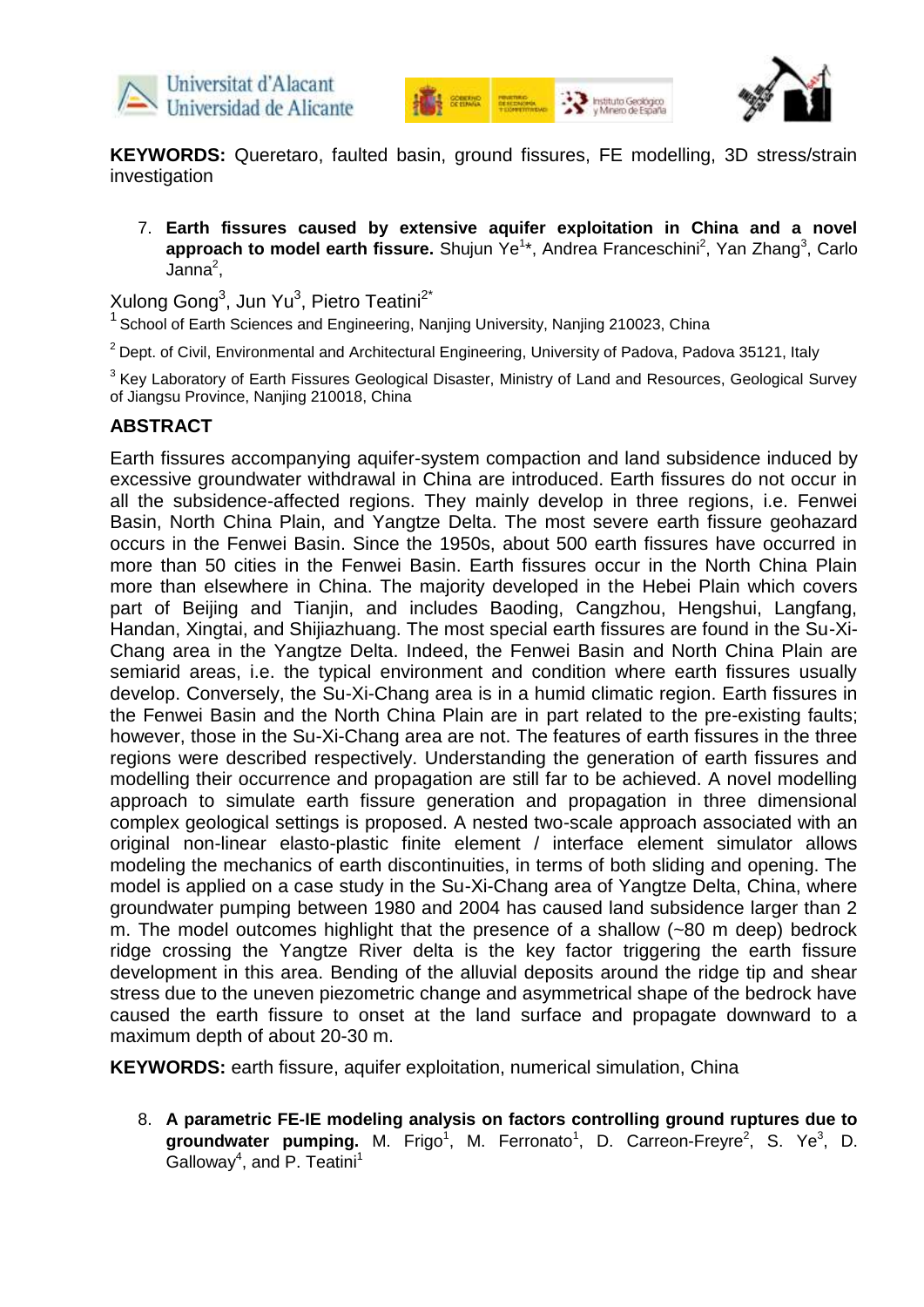**KEYWORDS:** Queretaro, faulted basin, ground fissures, FE modelling, 3D stress/strain investigation

7. **Earth fissures caused by extensive aquifer exploitation in China and a novel approach to model earth fissure.** Shujun Ye[1]*, Andrea Franceschini[2], Yan Zhang[3], Carlo Janna[2],

Xulong Gong[3], Jun Yu[3], Pietro Teatini[2*]

[1] School of Earth Sciences and Engineering, Nanjing University, Nanjing 210023, China

[2] Dept. of Civil, Environmental and Architectural Engineering, University of Padova, Padova 35121, Italy

[3] Key Laboratory of Earth Fissures Geological Disaster, Ministry of Land and Resources, Geological Survey of Jiangsu Province, Nanjing 210018, China

## ABSTRACT

Earth fissures accompanying aquifer-system compaction and land subsidence induced by excessive groundwater withdrawal in China are introduced. Earth fissures do not occur in all the subsidence-affected regions. They mainly develop in three regions, i.e. Fenwei Basin, North China Plain, and Yangtze Delta. The most severe earth fissure geohazard occurs in the Fenwei Basin. Since the 1950s, about 500 earth fissures have occurred in more than 50 cities in the Fenwei Basin. Earth fissures occur in the North China Plain more than elsewhere in China. The majority developed in the Hebei Plain which covers part of Beijing and Tianjin, and includes Baoding, Cangzhou, Hengshui, Langfang, Handan, Xingtai, and Shijiazhuang. The most special earth fissures are found in the Su-Xi-Chang area in the Yangtze Delta. Indeed, the Fenwei Basin and North China Plain are semiarid areas, i.e. the typical environment and condition where earth fissures usually develop. Conversely, the Su-Xi-Chang area is in a humid climatic region. Earth fissures in the Fenwei Basin and the North China Plain are in part related to the pre-existing faults; however, those in the Su-Xi-Chang area are not. The features of earth fissures in the three regions were described respectively. Understanding the generation of earth fissures and modelling their occurrence and propagation are still far to be achieved. A novel modelling approach to simulate earth fissure generation and propagation in three dimensional complex geological settings is proposed. A nested two-scale approach associated with an original non-linear elasto-plastic finite element / interface element simulator allows modeling the mechanics of earth discontinuities, in terms of both sliding and opening. The model is applied on a case study in the Su-Xi-Chang area of Yangtze Delta, China, where groundwater pumping between 1980 and 2004 has caused land subsidence larger than 2 m. The model outcomes highlight that the presence of a shallow (~80 m deep) bedrock ridge crossing the Yangtze River delta is the key factor triggering the earth fissure development in this area. Bending of the alluvial deposits around the ridge tip and shear stress due to the uneven piezometric change and asymmetrical shape of the bedrock have caused the earth fissure to onset at the land surface and propagate downward to a maximum depth of about 20-30 m.

**KEYWORDS:** earth fissure, aquifer exploitation, numerical simulation, China

8. **A parametric FE-IE modeling analysis on factors controlling ground ruptures due to groundwater pumping.** M. Frigo[1], M. Ferronato[1], D. Carreon-Freyre[2], S. Ye[3], D. Galloway[4], and P. Teatini[1]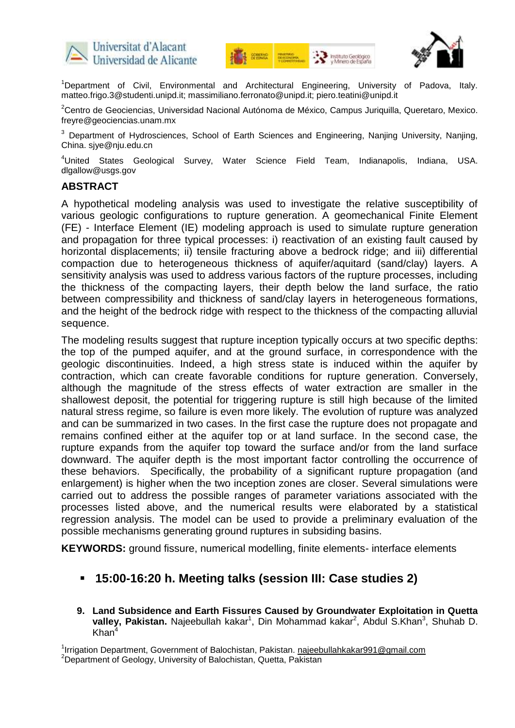[1]Department of Civil, Environmental and Architectural Engineering, University of Padova, Italy. matteo.frigo.3@studenti.unipd.it; massimiliano.ferronato@unipd.it; piero.teatini@unipd.it

[2]Centro de Geociencias, Universidad Nacional Autónoma de México, Campus Juriquilla, Queretaro, Mexico. freyre@geociencias.unam.mx

[3] Department of Hydrosciences, School of Earth Sciences and Engineering, Nanjing University, Nanjing, China. sjye@nju.edu.cn

[4]United States Geological Survey, Water Science Field Team, Indianapolis, Indiana, USA. dlgallow@usgs.gov

## ABSTRACT

A hypothetical modeling analysis was used to investigate the relative susceptibility of various geologic configurations to rupture generation. A geomechanical Finite Element (FE) - Interface Element (IE) modeling approach is used to simulate rupture generation and propagation for three typical processes: i) reactivation of an existing fault caused by horizontal displacements; ii) tensile fracturing above a bedrock ridge; and iii) differential compaction due to heterogeneous thickness of aquifer/aquitard (sand/clay) layers. A sensitivity analysis was used to address various factors of the rupture processes, including the thickness of the compacting layers, their depth below the land surface, the ratio between compressibility and thickness of sand/clay layers in heterogeneous formations, and the height of the bedrock ridge with respect to the thickness of the compacting alluvial sequence.

The modeling results suggest that rupture inception typically occurs at two specific depths: the top of the pumped aquifer, and at the ground surface, in correspondence with the geologic discontinuities. Indeed, a high stress state is induced within the aquifer by contraction, which can create favorable conditions for rupture generation. Conversely, although the magnitude of the stress effects of water extraction are smaller in the shallowest deposit, the potential for triggering rupture is still high because of the limited natural stress regime, so failure is even more likely. The evolution of rupture was analyzed and can be summarized in two cases. In the first case the rupture does not propagate and remains confined either at the aquifer top or at land surface. In the second case, the rupture expands from the aquifer top toward the surface and/or from the land surface downward. The aquifer depth is the most important factor controlling the occurrence of these behaviors. Specifically, the probability of a significant rupture propagation (and enlargement) is higher when the two inception zones are closer. Several simulations were carried out to address the possible ranges of parameter variations associated with the processes listed above, and the numerical results were elaborated by a statistical regression analysis. The model can be used to provide a preliminary evaluation of the possible mechanisms generating ground ruptures in subsiding basins.

**KEYWORDS:** ground fissure, numerical modelling, finite elements- interface elements

- **15:00-16:20 h. Meeting talks (session III: Case studies 2)**

9. **Land Subsidence and Earth Fissures Caused by Groundwater Exploitation in Quetta valley, Pakistan.** Najeebullah kakar[1], Din Mohammad kakar[2], Abdul S.Khan[3], Shuhab D. Khan[4]

[1]Irrigation Department, Government of Balochistan, Pakistan. najeebullahkakar991@gmail.com
[2]Department of Geology, University of Balochistan, Quetta, Pakistan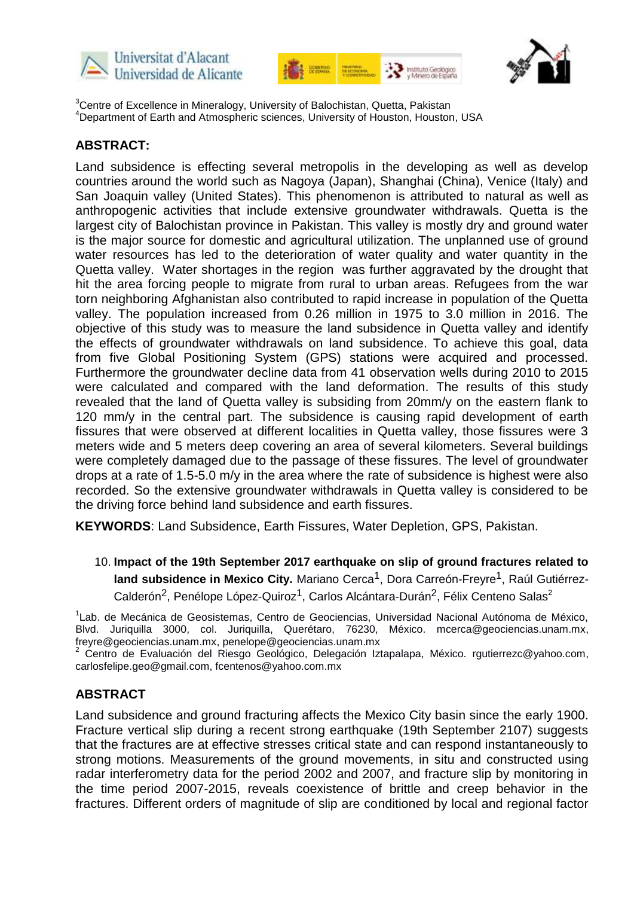[3]Centre of Excellence in Mineralogy, University of Balochistan, Quetta, Pakistan
[4]Department of Earth and Atmospheric sciences, University of Houston, Houston, USA

## ABSTRACT:

Land subsidence is effecting several metropolis in the developing as well as develop countries around the world such as Nagoya (Japan), Shanghai (China), Venice (Italy) and San Joaquin valley (United States). This phenomenon is attributed to natural as well as anthropogenic activities that include extensive groundwater withdrawals. Quetta is the largest city of Balochistan province in Pakistan. This valley is mostly dry and ground water is the major source for domestic and agricultural utilization. The unplanned use of ground water resources has led to the deterioration of water quality and water quantity in the Quetta valley. Water shortages in the region was further aggravated by the drought that hit the area forcing people to migrate from rural to urban areas. Refugees from the war torn neighboring Afghanistan also contributed to rapid increase in population of the Quetta valley. The population increased from 0.26 million in 1975 to 3.0 million in 2016. The objective of this study was to measure the land subsidence in Quetta valley and identify the effects of groundwater withdrawals on land subsidence. To achieve this goal, data from five Global Positioning System (GPS) stations were acquired and processed. Furthermore the groundwater decline data from 41 observation wells during 2010 to 2015 were calculated and compared with the land deformation. The results of this study revealed that the land of Quetta valley is subsiding from 20mm/y on the eastern flank to 120 mm/y in the central part. The subsidence is causing rapid development of earth fissures that were observed at different localities in Quetta valley, those fissures were 3 meters wide and 5 meters deep covering an area of several kilometers. Several buildings were completely damaged due to the passage of these fissures. The level of groundwater drops at a rate of 1.5-5.0 m/y in the area where the rate of subsidence is highest were also recorded. So the extensive groundwater withdrawals in Quetta valley is considered to be the driving force behind land subsidence and earth fissures.

**KEYWORDS**: Land Subsidence, Earth Fissures, Water Depletion, GPS, Pakistan.

10. **Impact of the 19th September 2017 earthquake on slip of ground fractures related to land subsidence in Mexico City.** Mariano Cerca[1], Dora Carreón-Freyre[1], Raúl Gutiérrez-Calderón[2], Penélope López-Quiroz[1], Carlos Alcántara-Durán[2], Félix Centeno Salas[2]

[1]Lab. de Mecánica de Geosistemas, Centro de Geociencias, Universidad Nacional Autónoma de México, Blvd. Juriquilla 3000, col. Juriquilla, Querétaro, 76230, México. mcerca@geociencias.unam.mx, freyre@geociencias.unam.mx, penelope@geociencias.unam.mx
[2] Centro de Evaluación del Riesgo Geológico, Delegación Iztapalapa, México. rgutierrezc@yahoo.com, carlosfelipe.geo@gmail.com, fcentenos@yahoo.com.mx

## ABSTRACT

Land subsidence and ground fracturing affects the Mexico City basin since the early 1900. Fracture vertical slip during a recent strong earthquake (19th September 2107) suggests that the fractures are at effective stresses critical state and can respond instantaneously to strong motions. Measurements of the ground movements, in situ and constructed using radar interferometry data for the period 2002 and 2007, and fracture slip by monitoring in the time period 2007-2015, reveals coexistence of brittle and creep behavior in the fractures. Different orders of magnitude of slip are conditioned by local and regional factor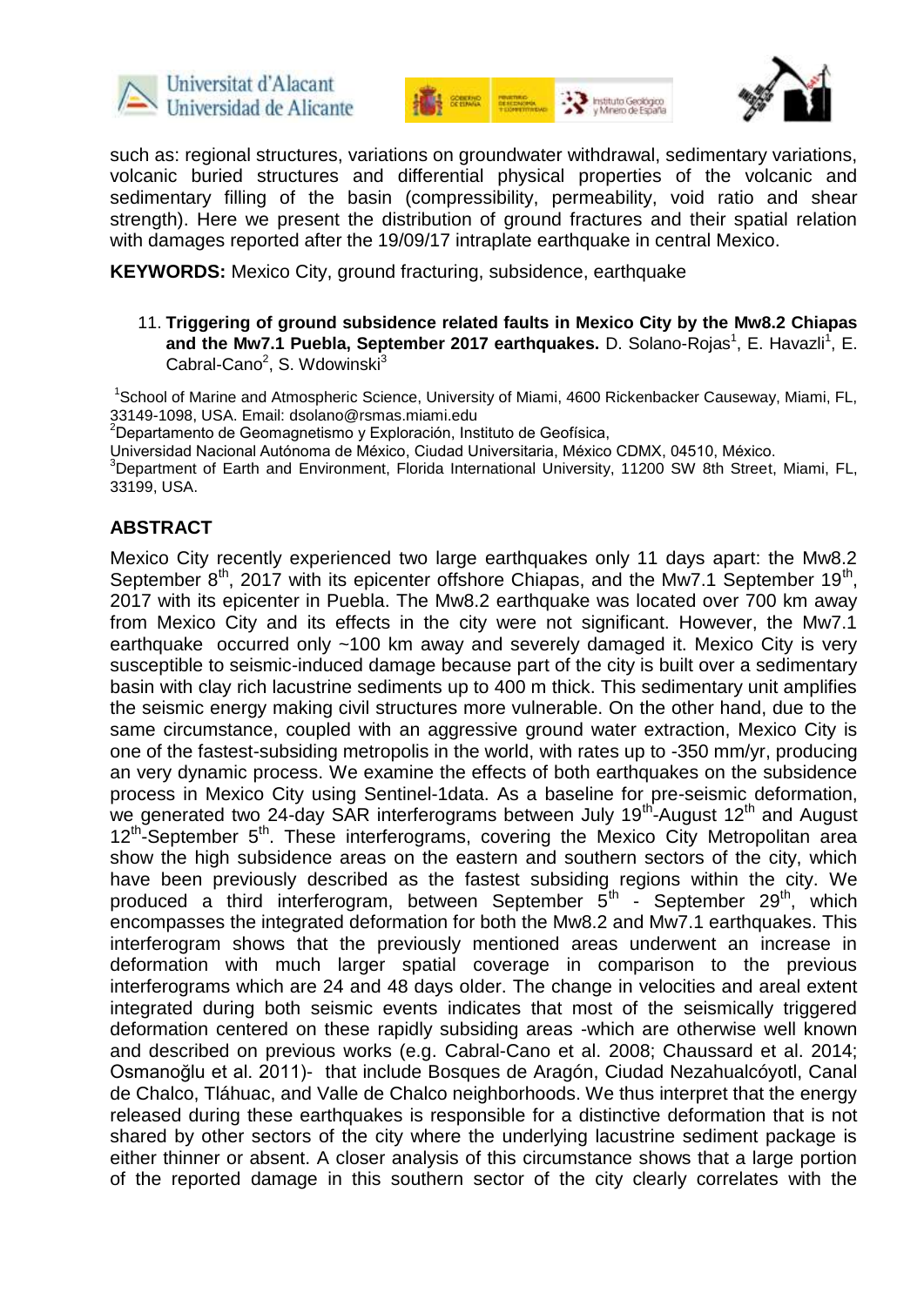such as: regional structures, variations on groundwater withdrawal, sedimentary variations, volcanic buried structures and differential physical properties of the volcanic and sedimentary filling of the basin (compressibility, permeability, void ratio and shear strength). Here we present the distribution of ground fractures and their spatial relation with damages reported after the 19/09/17 intraplate earthquake in central Mexico.

**KEYWORDS:** Mexico City, ground fracturing, subsidence, earthquake

11. **Triggering of ground subsidence related faults in Mexico City by the Mw8.2 Chiapas and the Mw7.1 Puebla, September 2017 earthquakes.** D. Solano-Rojas[1], E. Havazli[1], E. Cabral-Cano[2], S. Wdowinski[3]

[1]School of Marine and Atmospheric Science, University of Miami, 4600 Rickenbacker Causeway, Miami, FL, 33149-1098, USA. Email: dsolano@rsmas.miami.edu

[2]Departamento de Geomagnetismo y Exploración, Instituto de Geofísica, Universidad Nacional Autónoma de México, Ciudad Universitaria, México CDMX, 04510, México.

[3]Department of Earth and Environment, Florida International University, 11200 SW 8th Street, Miami, FL, 33199, USA.

## ABSTRACT

Mexico City recently experienced two large earthquakes only 11 days apart: the Mw8.2 September 8th, 2017 with its epicenter offshore Chiapas, and the Mw7.1 September 19th, 2017 with its epicenter in Puebla. The Mw8.2 earthquake was located over 700 km away from Mexico City and its effects in the city were not significant. However, the Mw7.1 earthquake occurred only ~100 km away and severely damaged it. Mexico City is very susceptible to seismic-induced damage because part of the city is built over a sedimentary basin with clay rich lacustrine sediments up to 400 m thick. This sedimentary unit amplifies the seismic energy making civil structures more vulnerable. On the other hand, due to the same circumstance, coupled with an aggressive ground water extraction, Mexico City is one of the fastest-subsiding metropolis in the world, with rates up to -350 mm/yr, producing an very dynamic process. We examine the effects of both earthquakes on the subsidence process in Mexico City using Sentinel-1data. As a baseline for pre-seismic deformation, we generated two 24-day SAR interferograms between July 19th-August 12th and August 12th-September 5th. These interferograms, covering the Mexico City Metropolitan area show the high subsidence areas on the eastern and southern sectors of the city, which have been previously described as the fastest subsiding regions within the city. We produced a third interferogram, between September 5th - September 29th, which encompasses the integrated deformation for both the Mw8.2 and Mw7.1 earthquakes. This interferogram shows that the previously mentioned areas underwent an increase in deformation with much larger spatial coverage in comparison to the previous interferograms which are 24 and 48 days older. The change in velocities and areal extent integrated during both seismic events indicates that most of the seismically triggered deformation centered on these rapidly subsiding areas -which are otherwise well known and described on previous works (e.g. Cabral-Cano et al. 2008; Chaussard et al. 2014; Osmanoğlu et al. 2011)- that include Bosques de Aragón, Ciudad Nezahualcóyotl, Canal de Chalco, Tláhuac, and Valle de Chalco neighborhoods. We thus interpret that the energy released during these earthquakes is responsible for a distinctive deformation that is not shared by other sectors of the city where the underlying lacustrine sediment package is either thinner or absent. A closer analysis of this circumstance shows that a large portion of the reported damage in this southern sector of the city clearly correlates with the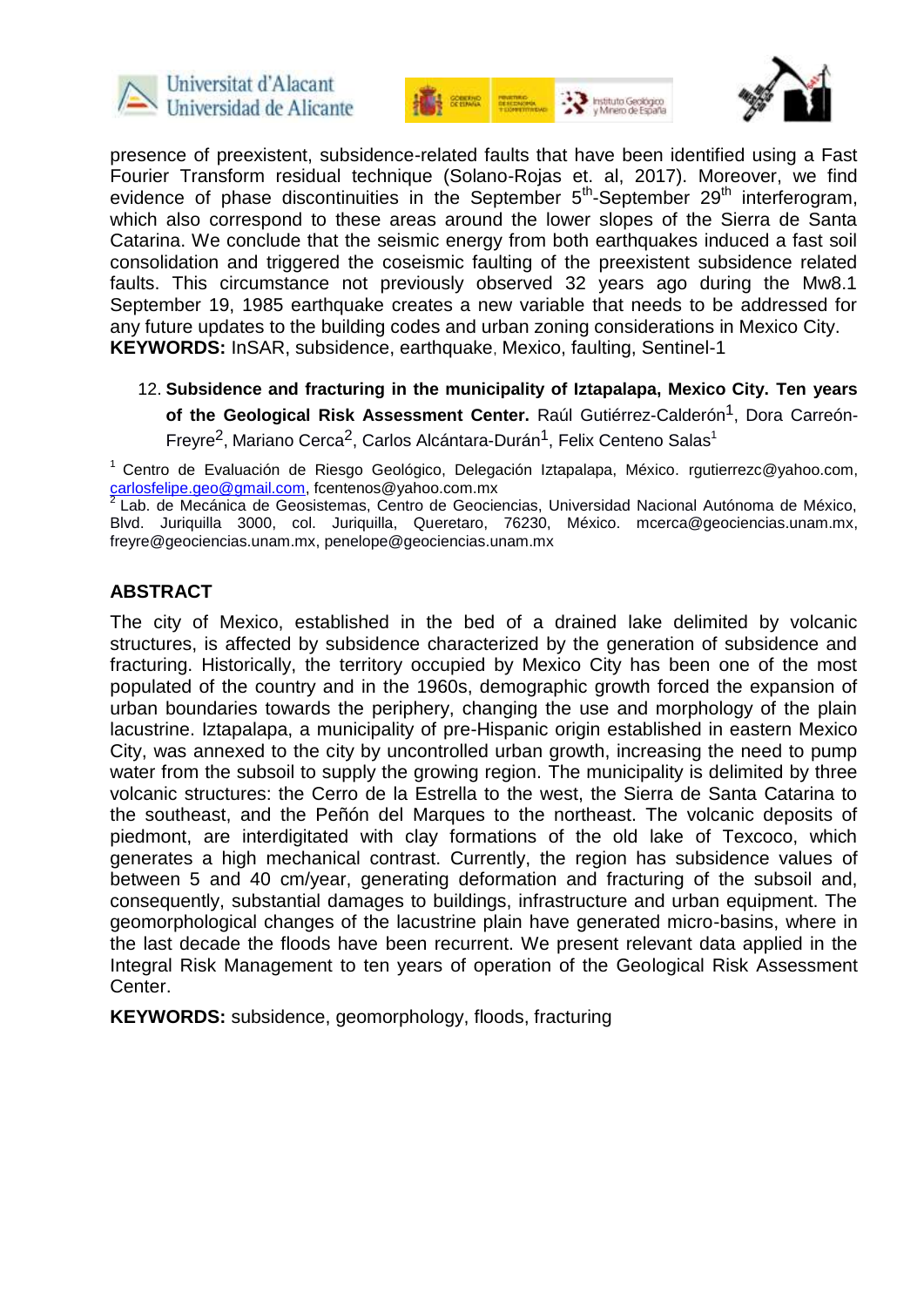presence of preexistent, subsidence-related faults that have been identified using a Fast Fourier Transform residual technique (Solano-Rojas et. al, 2017). Moreover, we find evidence of phase discontinuities in the September 5$^{th}$-September 29$^{th}$ interferogram, which also correspond to these areas around the lower slopes of the Sierra de Santa Catarina. We conclude that the seismic energy from both earthquakes induced a fast soil consolidation and triggered the coseismic faulting of the preexistent subsidence related faults. This circumstance not previously observed 32 years ago during the Mw8.1 September 19, 1985 earthquake creates a new variable that needs to be addressed for any future updates to the building codes and urban zoning considerations in Mexico City.

**KEYWORDS:** InSAR, subsidence, earthquake, Mexico, faulting, Sentinel-1

12. **Subsidence and fracturing in the municipality of Iztapalapa, Mexico City. Ten years of the Geological Risk Assessment Center.** Raúl Gutiérrez-Calderón[1], Dora Carreón-Freyre[2], Mariano Cerca[2], Carlos Alcántara-Durán[1], Felix Centeno Salas[1]

[1] Centro de Evaluación de Riesgo Geológico, Delegación Iztapalapa, México. rgutierrezc@yahoo.com, carlosfelipe.geo@gmail.com, fcentenos@yahoo.com.mx

[2] Lab. de Mecánica de Geosistemas, Centro de Geociencias, Universidad Nacional Autónoma de México, Blvd. Juriquilla 3000, col. Juriquilla, Queretaro, 76230, México. mcerca@geociencias.unam.mx, freyre@geociencias.unam.mx, penelope@geociencias.unam.mx

## ABSTRACT

The city of Mexico, established in the bed of a drained lake delimited by volcanic structures, is affected by subsidence characterized by the generation of subsidence and fracturing. Historically, the territory occupied by Mexico City has been one of the most populated of the country and in the 1960s, demographic growth forced the expansion of urban boundaries towards the periphery, changing the use and morphology of the plain lacustrine. Iztapalapa, a municipality of pre-Hispanic origin established in eastern Mexico City, was annexed to the city by uncontrolled urban growth, increasing the need to pump water from the subsoil to supply the growing region. The municipality is delimited by three volcanic structures: the Cerro de la Estrella to the west, the Sierra de Santa Catarina to the southeast, and the Peñón del Marques to the northeast. The volcanic deposits of piedmont, are interdigitated with clay formations of the old lake of Texcoco, which generates a high mechanical contrast. Currently, the region has subsidence values of between 5 and 40 cm/year, generating deformation and fracturing of the subsoil and, consequently, substantial damages to buildings, infrastructure and urban equipment. The geomorphological changes of the lacustrine plain have generated micro-basins, where in the last decade the floods have been recurrent. We present relevant data applied in the Integral Risk Management to ten years of operation of the Geological Risk Assessment Center.

**KEYWORDS:** subsidence, geomorphology, floods, fracturing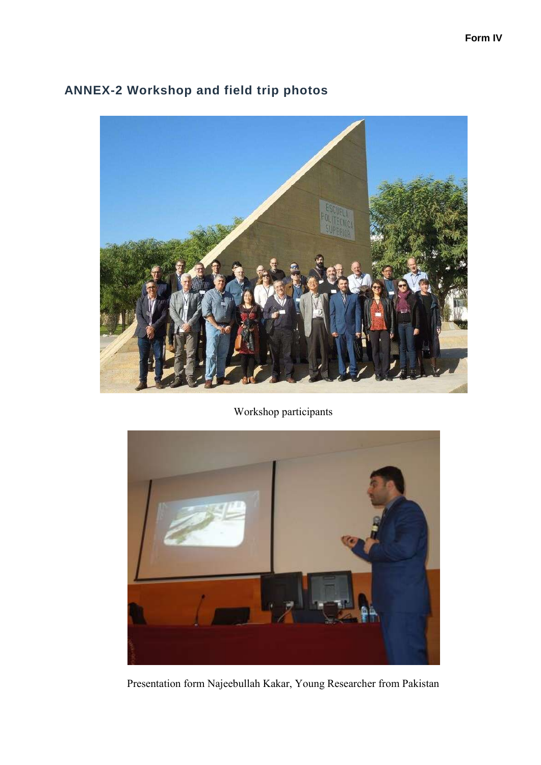## ANNEX-2 Workshop and field trip photos

Workshop participants

Presentation form Najeebullah Kakar, Young Researcher from Pakistan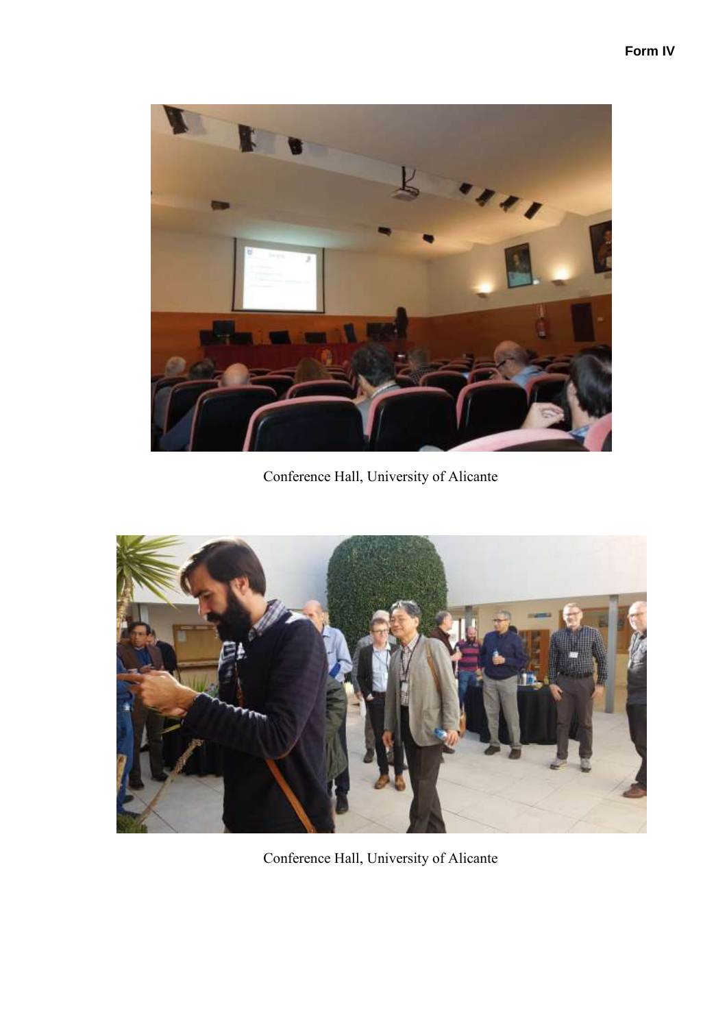Conference Hall, University of Alicante

Conference Hall, University of Alicante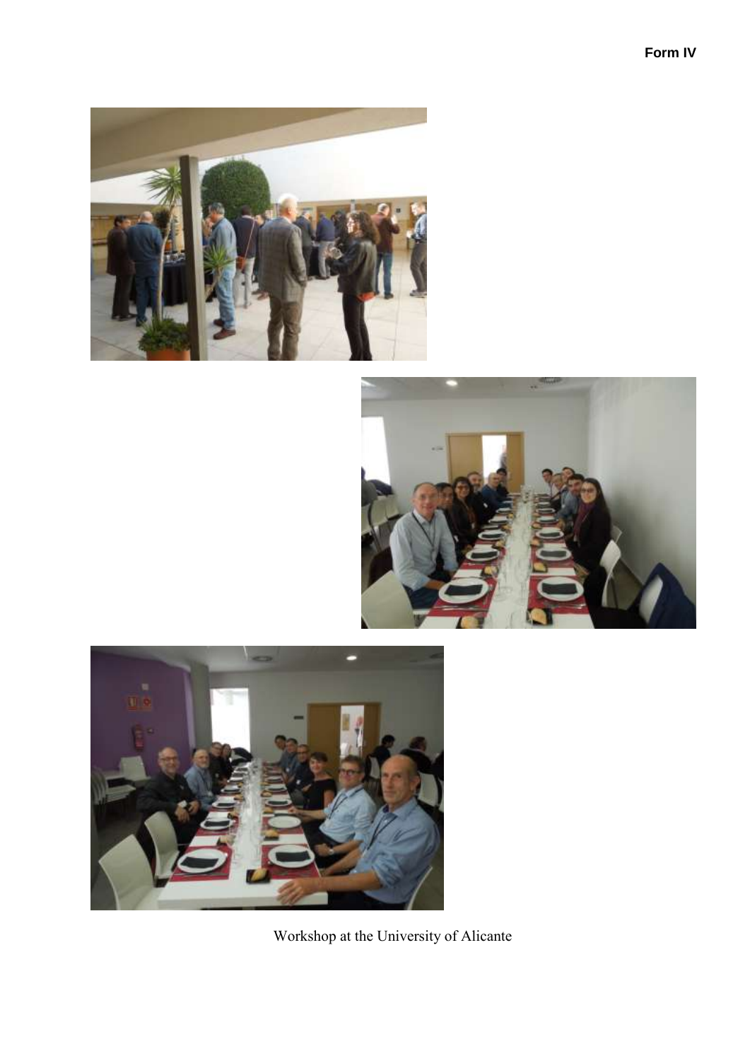Workshop at the University of Alicante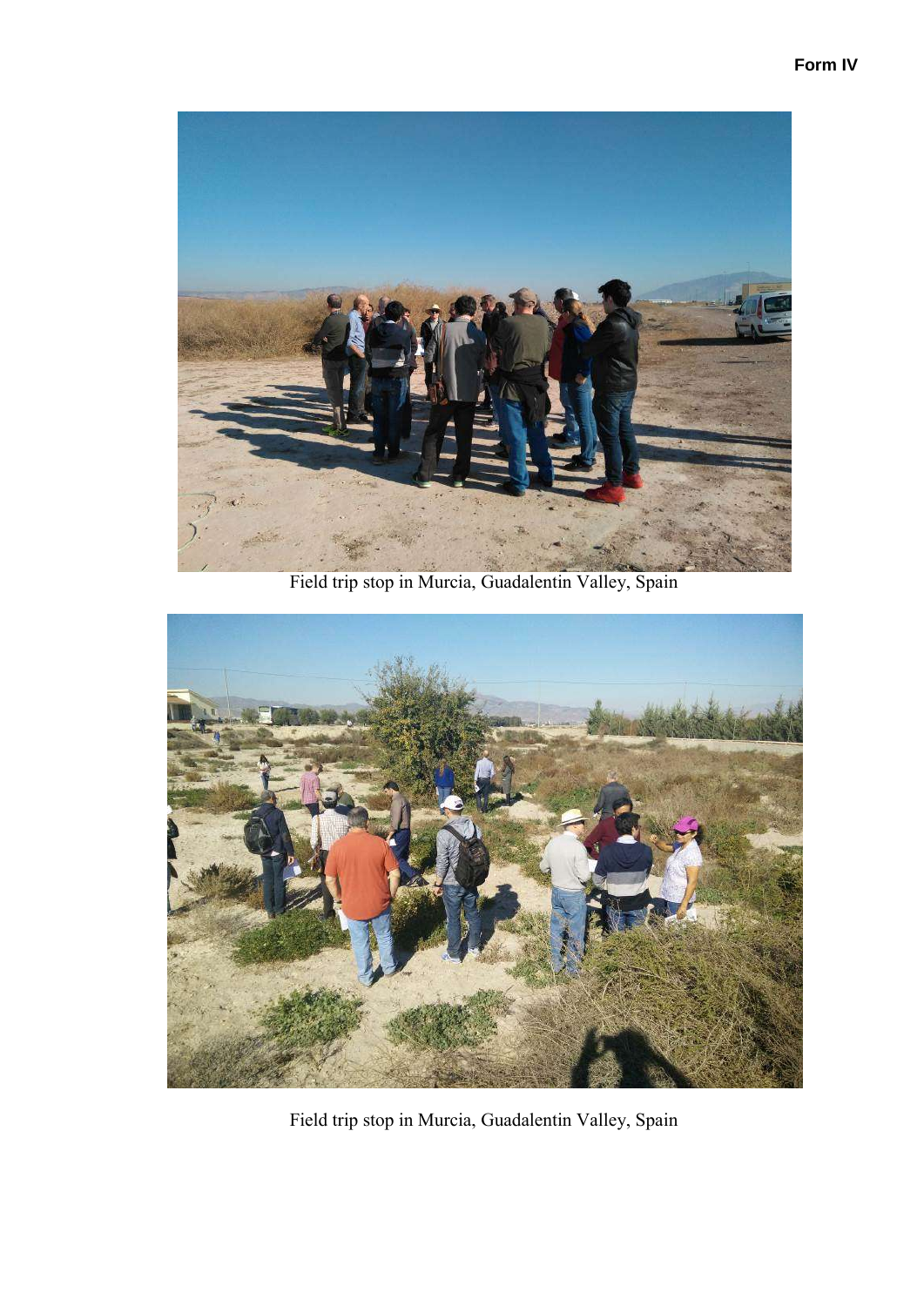Field trip stop in Murcia, Guadalentin Valley, Spain

Field trip stop in Murcia, Guadalentin Valley, Spain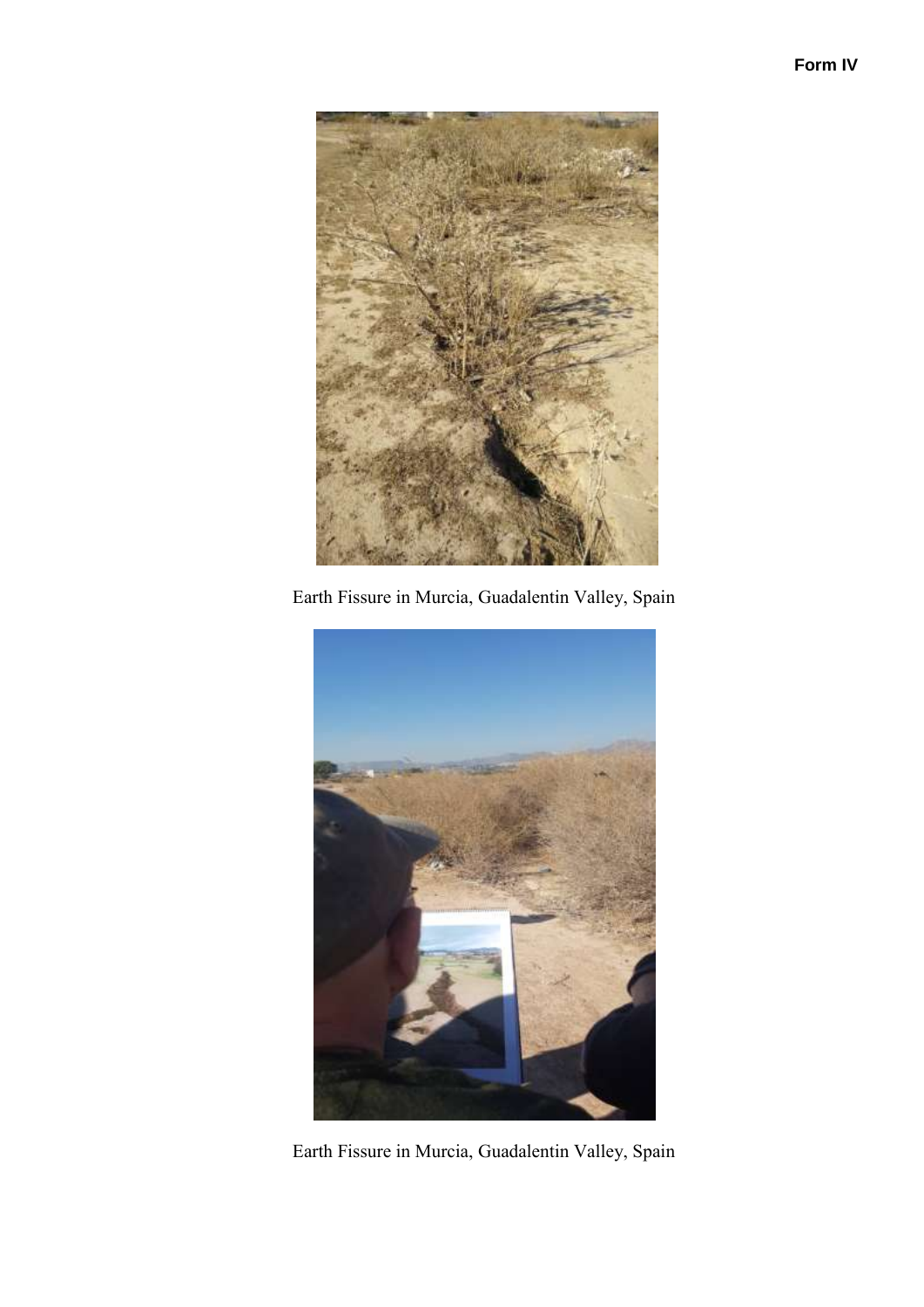Earth Fissure in Murcia, Guadalentin Valley, Spain

Earth Fissure in Murcia, Guadalentin Valley, Spain